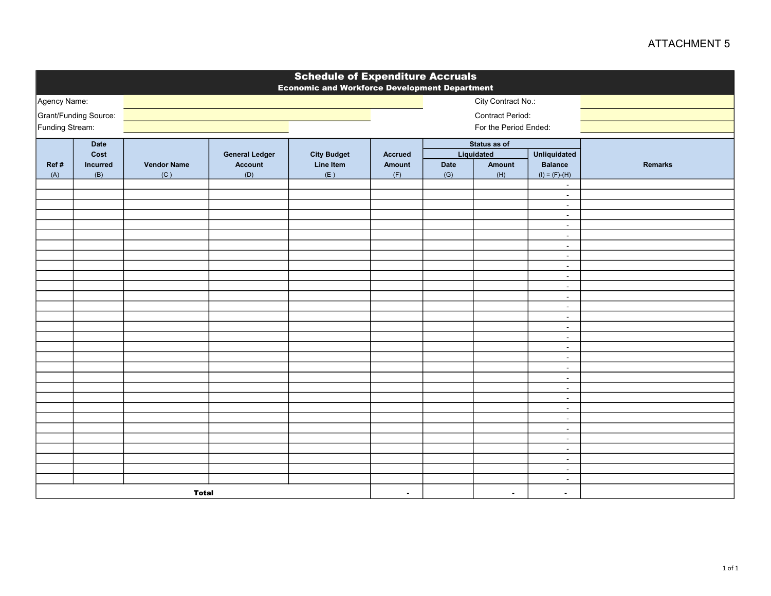ATTACHMENT 5

# Schedule of Expenditure Accruals

## Economic and Workforce Development Department

Agency Name: ____________________ City Contract No.: ____________________

Grant/Funding Source: ____________________ Contract Period: ____________________

Funding Stream: ____________________ For the Period Ended: ____________________

| Ref # | Date Cost Incurred | Vendor Name | General Ledger Account | City Budget Line Item | Accrued Amount | Status as of | | | Remarks |
|---|---|---|---|---|---|---|---|---|---|
| | | | | | | Liquidated | | Unliquidated Balance | |
| | | | | | | Date | Amount | | |
| (A) | (B) | (C ) | (D) | (E ) | (F) | (G) | (H) | (I) = (F)-(H) | |
| | | | | | | | | - | |
| | | | | | | | | - | |
| | | | | | | | | - | |
| | | | | | | | | - | |
| | | | | | | | | - | |
| | | | | | | | | - | |
| | | | | | | | | - | |
| | | | | | | | | - | |
| | | | | | | | | - | |
| | | | | | | | | - | |
| | | | | | | | | - | |
| | | | | | | | | - | |
| | | | | | | | | - | |
| | | | | | | | | - | |
| | | | | | | | | - | |
| | | | | | | | | - | |
| | | | | | | | | - | |
| | | | | | | | | - | |
| | | | | | | | | - | |
| | | | | | | | | - | |
| | | | | | | | | - | |
| | | | | | | | | - | |
| | | | | | | | | - | |
| | | | | | | | | - | |
| | | | | | | | | - | |
| | | | | | | | | - | |
| | | | | | | | | - | |
| | | | | | | | | - | |
| | | | | | | | | - | |
| | | | | | | | | - | |
| **Total** | | | | | - | | - | - | |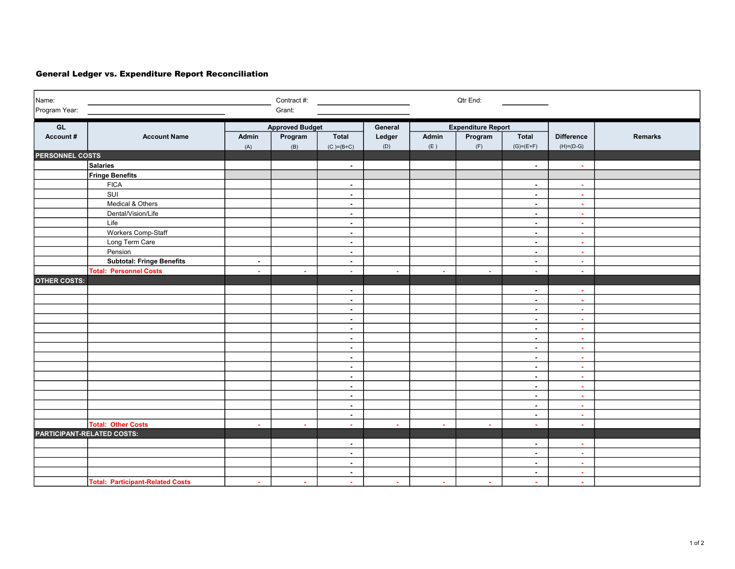## General Ledger vs. Expenditure Report Reconciliation

Name: ______________________ Contract #: ______________ Qtr End: ________

Program Year: ______________________ Grant: ______________

| GL Account # | Account Name | Approved Budget Admin (A) | Approved Budget Program (B) | Approved Budget Total (C )=(B+C) | General Ledger (D) | Expenditure Report Admin (E ) | Expenditure Report Program (F) | Expenditure Report Total (G)=(E+F) | Difference (H)=(D-G) | Remarks |
|---|---|---|---|---|---|---|---|---|---|---|
| **PERSONNEL COSTS** | | | | | | | | | | |
| | **Salaries** | | | - | | | | - | - | |
| | **Fringe Benefits** | | | | | | | | | |
| | FICA | | | - | | | | - | - | |
| | SUI | | | - | | | | - | - | |
| | Medical & Others | | | - | | | | - | - | |
| | Dental/Vision/Life | | | - | | | | - | - | |
| | Life | | | - | | | | - | - | |
| | Workers Comp-Staff | | | - | | | | - | - | |
| | Long Term Care | | | - | | | | - | - | |
| | Pension | | | - | | | | - | - | |
| | **Subtotal: Fringe Benefits** | - | | - | | | | - | - | |
| | **Total: Personnel Costs** | - | - | - | - | - | - | - | - | |
| **OTHER COSTS:** | | | | | | | | | | |
| | | | | - | | | | - | - | |
| | | | | - | | | | - | - | |
| | | | | - | | | | - | - | |
| | | | | - | | | | - | - | |
| | | | | - | | | | - | - | |
| | | | | - | | | | - | - | |
| | | | | - | | | | - | - | |
| | | | | - | | | | - | - | |
| | | | | - | | | | - | - | |
| | | | | - | | | | - | - | |
| | | | | - | | | | - | - | |
| | | | | - | | | | - | - | |
| | | | | - | | | | - | - | |
| | | | | - | | | | - | - | |
| | **Total: Other Costs** | - | - | - | - | - | - | - | - | |
| **PARTICIPANT-RELATED COSTS:** | | | | | | | | | | |
| | | | | - | | | | - | - | |
| | | | | - | | | | - | - | |
| | | | | - | | | | - | - | |
| | | | | - | | | | - | - | |
| | **Total: Participant-Related Costs** | - | - | - | - | - | - | - | - | |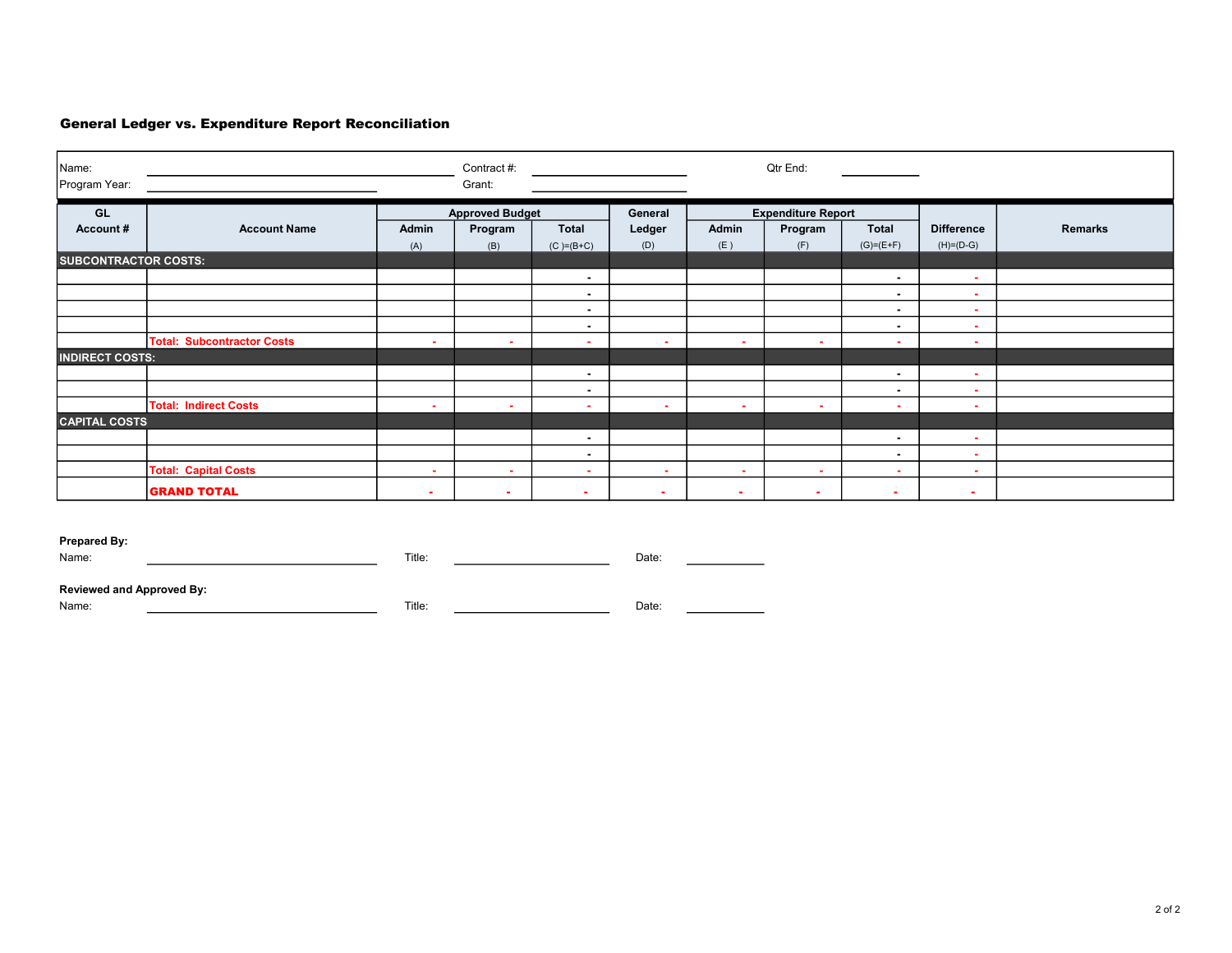## General Ledger vs. Expenditure Report Reconciliation

Name: ______________________ Contract #: ______________________ Qtr End: ____________

Program Year: ______________________ Grant: ______________________

| GL Account # | Account Name | Approved Budget | | | General Ledger | Expenditure Report | | | Difference | Remarks |
|---|---|---|---|---|---|---|---|---|---|---|
| | | Admin (A) | Program (B) | Total (C )=(B+C) | (D) | Admin (E ) | Program (F) | Total (G)=(E+F) | (H)=(D-G) | |
| **SUBCONTRACTOR COSTS:** | | | | | | | | | | |
| | | | | - | | | | - | - | |
| | | | | - | | | | - | - | |
| | | | | - | | | | - | - | |
| | | | | - | | | | - | - | |
| | **Total: Subcontractor Costs** | - | - | - | - | - | - | - | - | |
| **INDIRECT COSTS:** | | | | | | | | | | |
| | | | | - | | | | - | - | |
| | | | | - | | | | - | - | |
| | **Total: Indirect Costs** | - | - | - | - | - | - | - | - | |
| **CAPITAL COSTS** | | | | | | | | | | |
| | | | | - | | | | - | - | |
| | | | | - | | | | - | - | |
| | **Total: Capital Costs** | - | - | - | - | - | - | - | - | |
| | **GRAND TOTAL** | - | - | - | - | - | - | - | - | |

**Prepared By:**

Name: ______________________ Title: ______________________ Date: ____________

**Reviewed and Approved By:**

Name: ______________________ Title: ______________________ Date: ____________